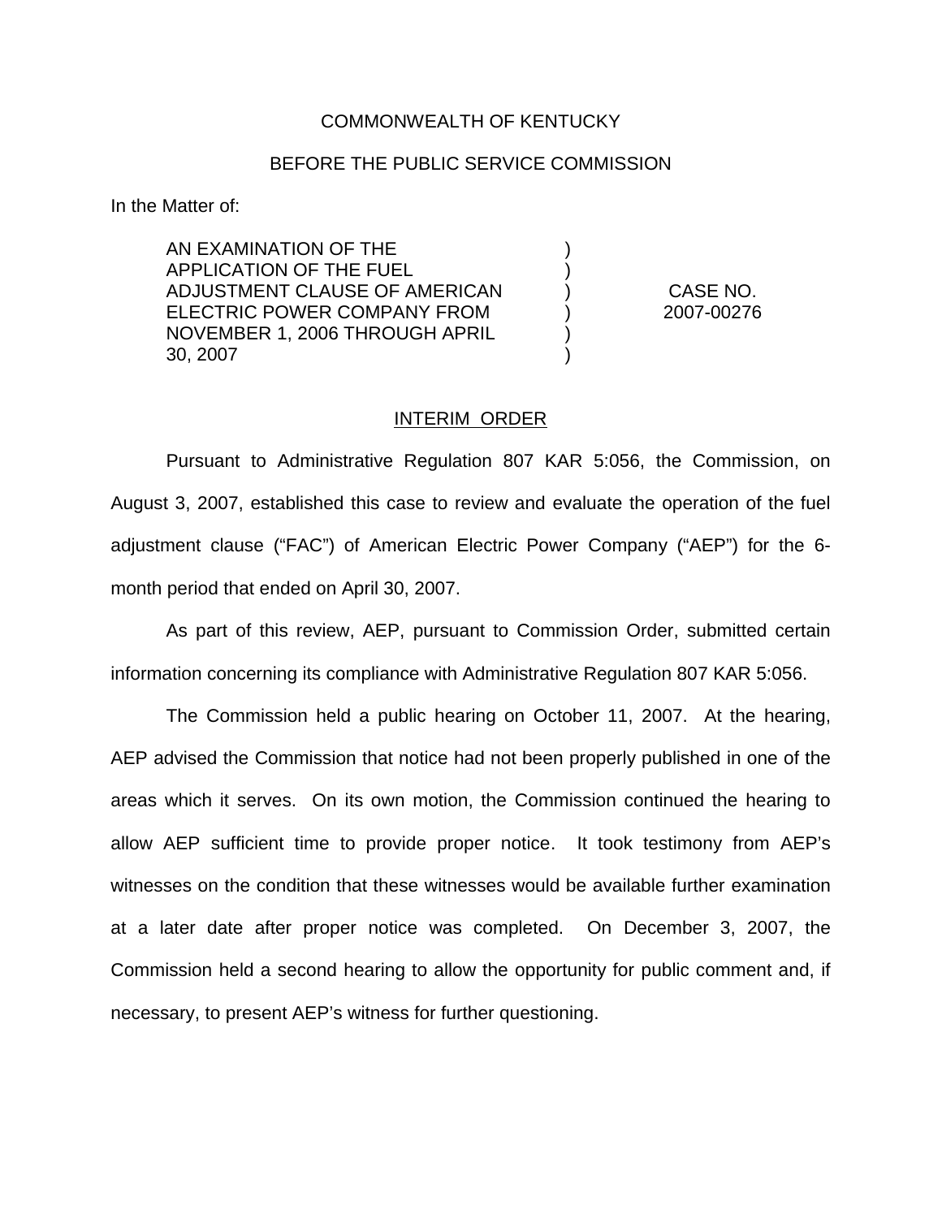COMMONWEALTH OF KENTUCKY

BEFORE THE PUBLIC SERVICE COMMISSION

In the Matter of:

| | | |
|---|---|---|
| AN EXAMINATION OF THE APPLICATION OF THE FUEL ADJUSTMENT CLAUSE OF AMERICAN ELECTRIC POWER COMPANY FROM NOVEMBER 1, 2006 THROUGH APRIL 30, 2007 | ) ) ) ) ) ) | CASE NO. 2007-00276 |

INTERIM ORDER

Pursuant to Administrative Regulation 807 KAR 5:056, the Commission, on August 3, 2007, established this case to review and evaluate the operation of the fuel adjustment clause ("FAC") of American Electric Power Company ("AEP") for the 6-month period that ended on April 30, 2007.

As part of this review, AEP, pursuant to Commission Order, submitted certain information concerning its compliance with Administrative Regulation 807 KAR 5:056.

The Commission held a public hearing on October 11, 2007. At the hearing, AEP advised the Commission that notice had not been properly published in one of the areas which it serves. On its own motion, the Commission continued the hearing to allow AEP sufficient time to provide proper notice. It took testimony from AEP's witnesses on the condition that these witnesses would be available further examination at a later date after proper notice was completed. On December 3, 2007, the Commission held a second hearing to allow the opportunity for public comment and, if necessary, to present AEP's witness for further questioning.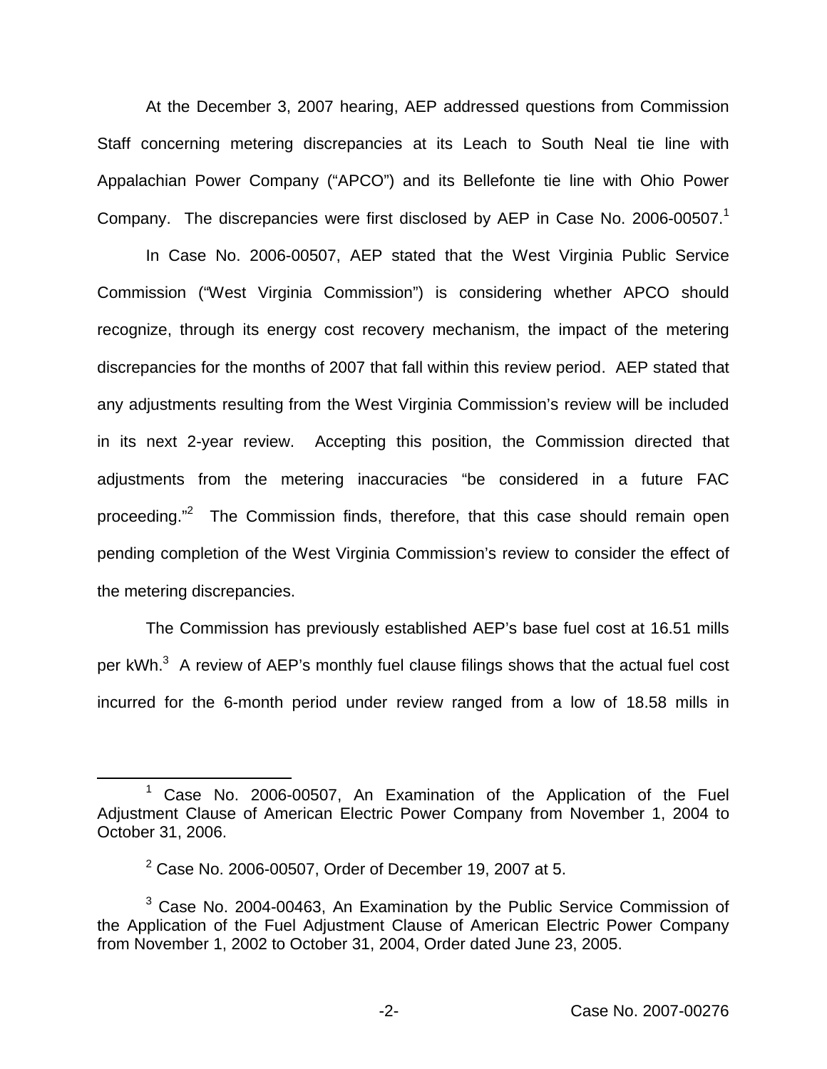At the December 3, 2007 hearing, AEP addressed questions from Commission Staff concerning metering discrepancies at its Leach to South Neal tie line with Appalachian Power Company ("APCO") and its Bellefonte tie line with Ohio Power Company. The discrepancies were first disclosed by AEP in Case No. 2006-00507.[1]

In Case No. 2006-00507, AEP stated that the West Virginia Public Service Commission ("West Virginia Commission") is considering whether APCO should recognize, through its energy cost recovery mechanism, the impact of the metering discrepancies for the months of 2007 that fall within this review period. AEP stated that any adjustments resulting from the West Virginia Commission's review will be included in its next 2-year review. Accepting this position, the Commission directed that adjustments from the metering inaccuracies "be considered in a future FAC proceeding."[2] The Commission finds, therefore, that this case should remain open pending completion of the West Virginia Commission's review to consider the effect of the metering discrepancies.

The Commission has previously established AEP's base fuel cost at 16.51 mills per kWh.[3] A review of AEP's monthly fuel clause filings shows that the actual fuel cost incurred for the 6-month period under review ranged from a low of 18.58 mills in

---

[1] Case No. 2006-00507, An Examination of the Application of the Fuel Adjustment Clause of American Electric Power Company from November 1, 2004 to October 31, 2006.

[2] Case No. 2006-00507, Order of December 19, 2007 at 5.

[3] Case No. 2004-00463, An Examination by the Public Service Commission of the Application of the Fuel Adjustment Clause of American Electric Power Company from November 1, 2002 to October 31, 2004, Order dated June 23, 2005.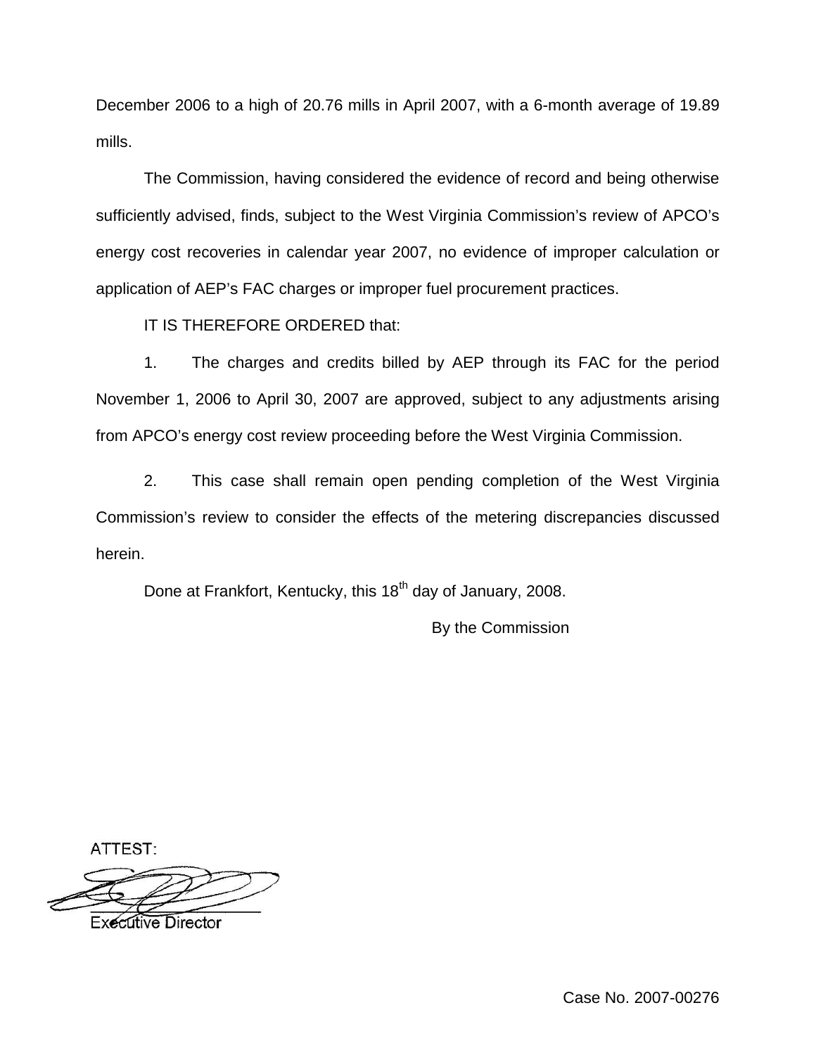December 2006 to a high of 20.76 mills in April 2007, with a 6-month average of 19.89 mills.

The Commission, having considered the evidence of record and being otherwise sufficiently advised, finds, subject to the West Virginia Commission's review of APCO's energy cost recoveries in calendar year 2007, no evidence of improper calculation or application of AEP's FAC charges or improper fuel procurement practices.

IT IS THEREFORE ORDERED that:

1. The charges and credits billed by AEP through its FAC for the period November 1, 2006 to April 30, 2007 are approved, subject to any adjustments arising from APCO's energy cost review proceeding before the West Virginia Commission.

2. This case shall remain open pending completion of the West Virginia Commission's review to consider the effects of the metering discrepancies discussed herein.

Done at Frankfort, Kentucky, this 18th day of January, 2008.

By the Commission

ATTEST:

Executive Director

Case No. 2007-00276